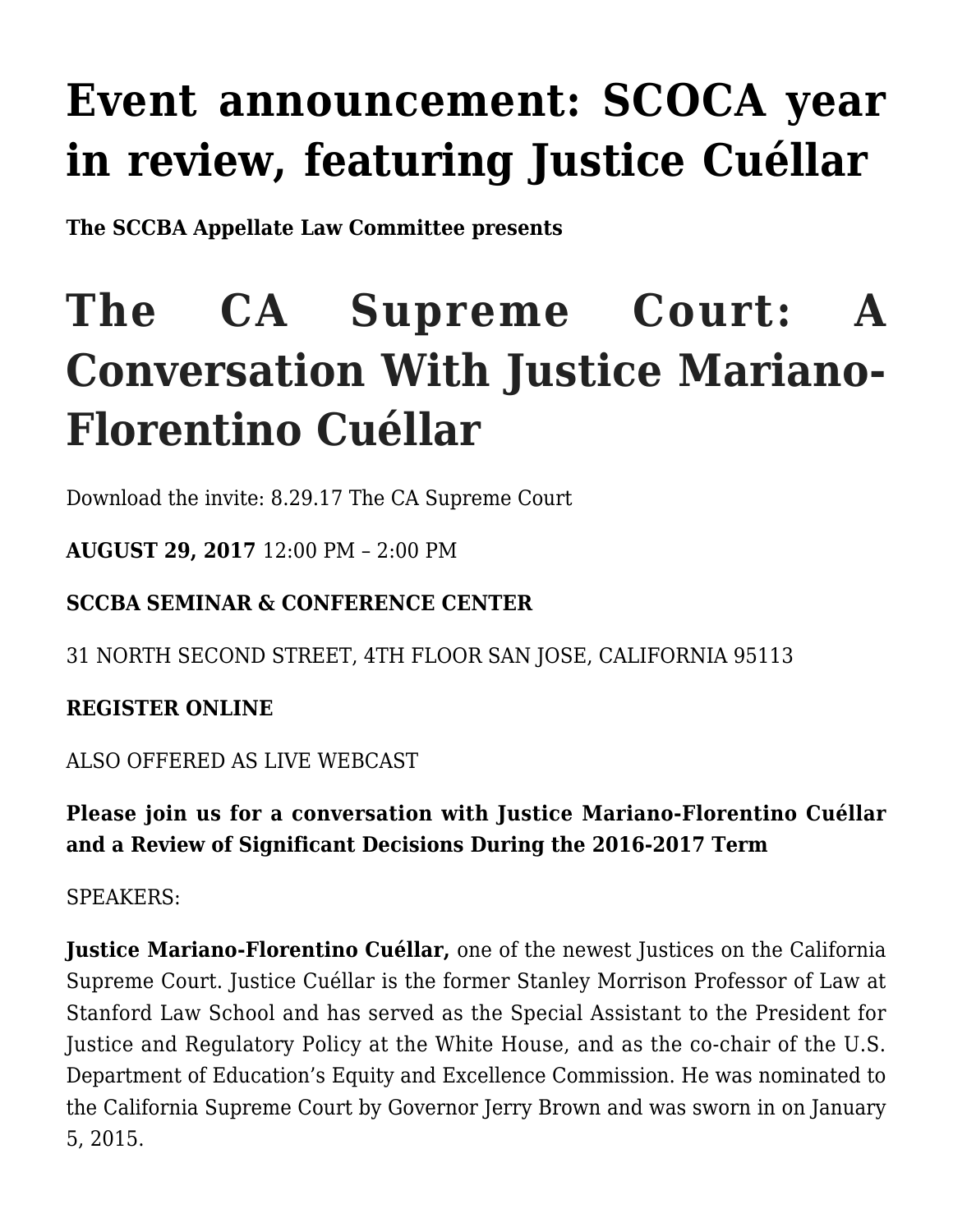# Event announcement: SCOCA year in review, featuring Justice Cuéllar

**The SCCBA Appellate Law Committee presents**

# The CA Supreme Court: A Conversation With Justice Mariano-Florentino Cuéllar

Download the invite: 8.29.17 The CA Supreme Court

**AUGUST 29, 2017** 12:00 PM – 2:00 PM

**SCCBA SEMINAR & CONFERENCE CENTER**

31 NORTH SECOND STREET, 4TH FLOOR SAN JOSE, CALIFORNIA 95113

**REGISTER ONLINE**

ALSO OFFERED AS LIVE WEBCAST

**Please join us for a conversation with Justice Mariano-Florentino Cuéllar and a Review of Significant Decisions During the 2016-2017 Term**

SPEAKERS:

**Justice Mariano-Florentino Cuéllar,** one of the newest Justices on the California Supreme Court. Justice Cuéllar is the former Stanley Morrison Professor of Law at Stanford Law School and has served as the Special Assistant to the President for Justice and Regulatory Policy at the White House, and as the co-chair of the U.S. Department of Education's Equity and Excellence Commission. He was nominated to the California Supreme Court by Governor Jerry Brown and was sworn in on January 5, 2015.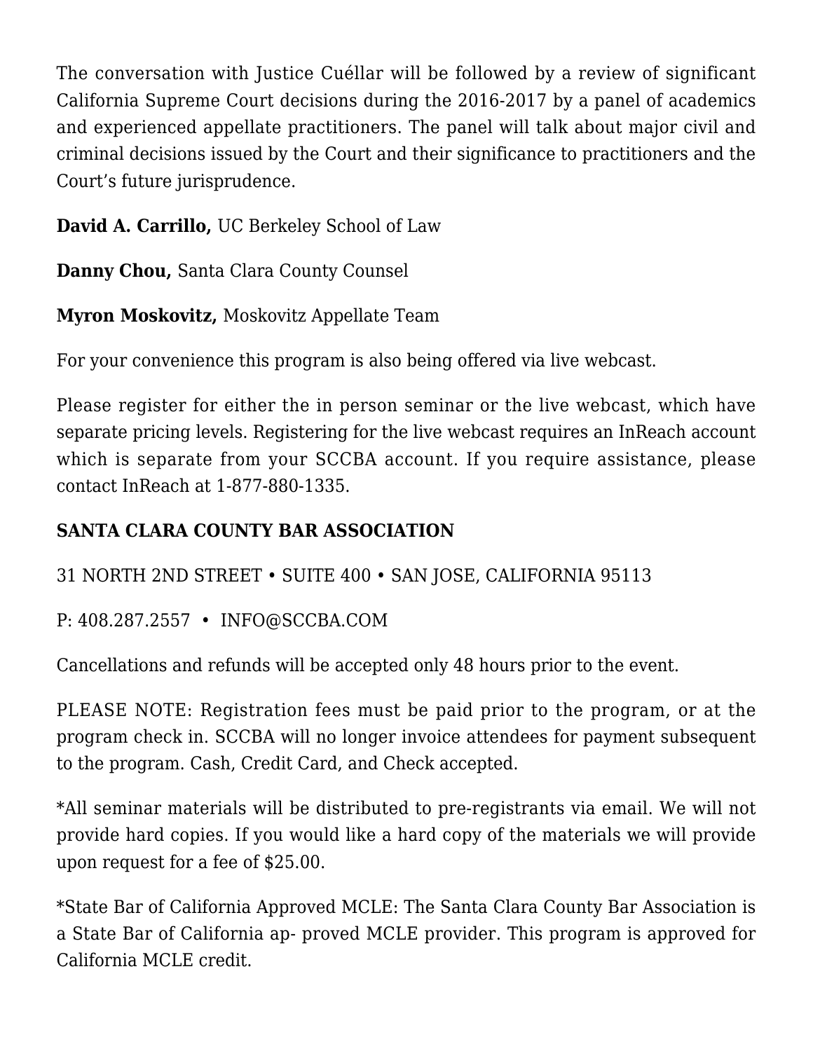The conversation with Justice Cuéllar will be followed by a review of significant California Supreme Court decisions during the 2016-2017 by a panel of academics and experienced appellate practitioners. The panel will talk about major civil and criminal decisions issued by the Court and their significance to practitioners and the Court's future jurisprudence.

**David A. Carrillo,** UC Berkeley School of Law

**Danny Chou,** Santa Clara County Counsel

**Myron Moskovitz,** Moskovitz Appellate Team

For your convenience this program is also being offered via live webcast.

Please register for either the in person seminar or the live webcast, which have separate pricing levels. Registering for the live webcast requires an InReach account which is separate from your SCCBA account. If you require assistance, please contact InReach at 1-877-880-1335.

**SANTA CLARA COUNTY BAR ASSOCIATION**

31 NORTH 2ND STREET • SUITE 400 • SAN JOSE, CALIFORNIA 95113

P: 408.287.2557 • INFO@SCCBA.COM

Cancellations and refunds will be accepted only 48 hours prior to the event.

PLEASE NOTE: Registration fees must be paid prior to the program, or at the program check in. SCCBA will no longer invoice attendees for payment subsequent to the program. Cash, Credit Card, and Check accepted.

*All seminar materials will be distributed to pre-registrants via email. We will not provide hard copies. If you would like a hard copy of the materials we will provide upon request for a fee of $25.00.

*State Bar of California Approved MCLE: The Santa Clara County Bar Association is a State Bar of California ap- proved MCLE provider. This program is approved for California MCLE credit.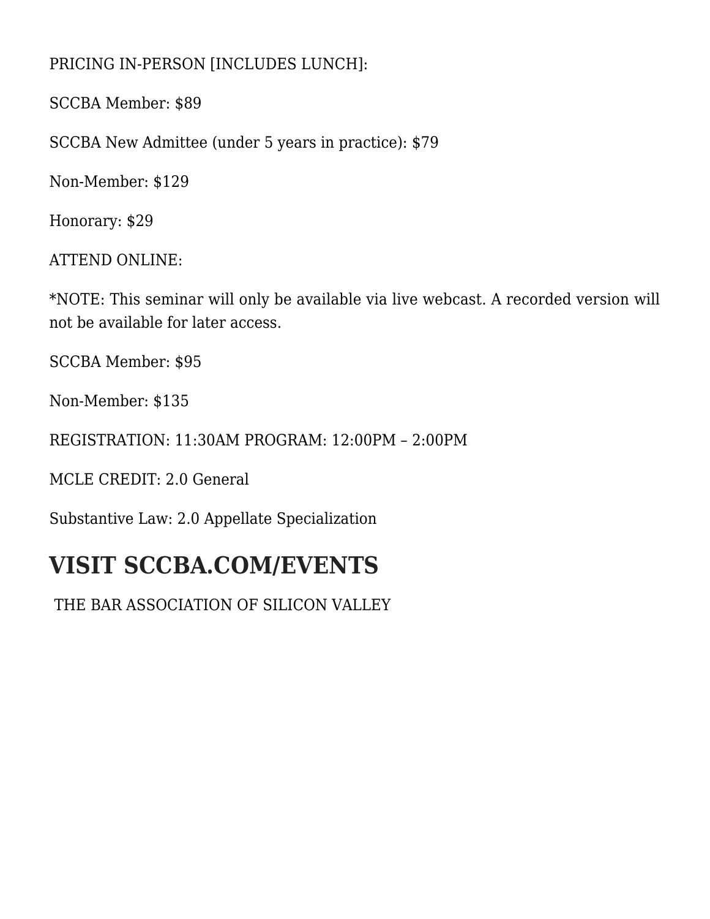PRICING IN-PERSON [INCLUDES LUNCH]:

SCCBA Member: $89

SCCBA New Admittee (under 5 years in practice): $79

Non-Member: $129

Honorary: $29

ATTEND ONLINE:

*NOTE: This seminar will only be available via live webcast. A recorded version will not be available for later access.

SCCBA Member: $95

Non-Member: $135

REGISTRATION: 11:30AM PROGRAM: 12:00PM – 2:00PM

MCLE CREDIT: 2.0 General

Substantive Law: 2.0 Appellate Specialization

## VISIT SCCBA.COM/EVENTS

THE BAR ASSOCIATION OF SILICON VALLEY